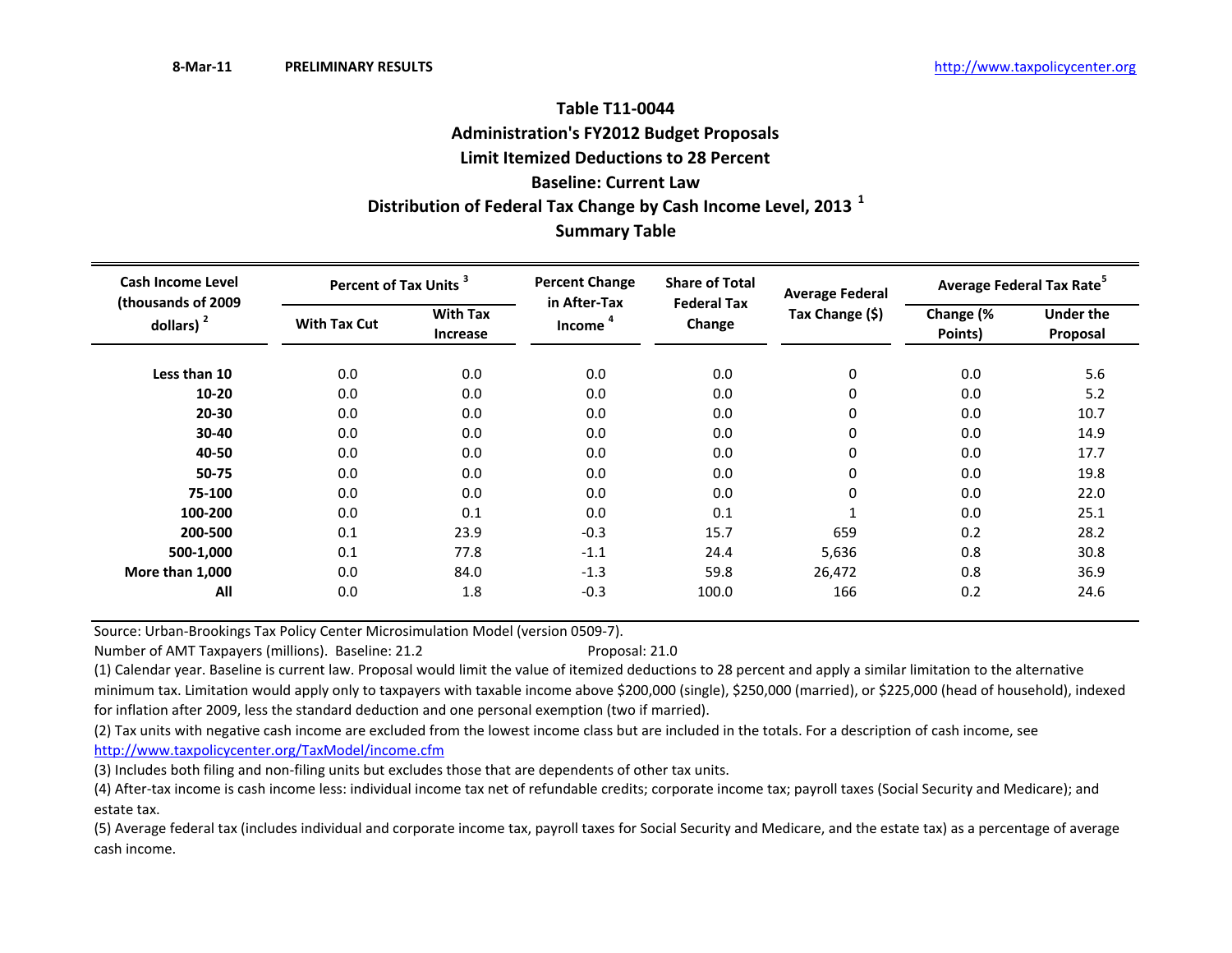8-Mar-11 PRELIMINARY RESULTS http://www.taxpolicycenter.org

# Table T11-0044
## Administration's FY2012 Budget Proposals
## Limit Itemized Deductions to 28 Percent
## Baseline: Current Law
## Distribution of Federal Tax Change by Cash Income Level, 2013 [1]
## Summary Table

| Cash Income Level (thousands of 2009 dollars) [2] | Percent of Tax Units [3] | | Percent Change in After-Tax Income [4] | Share of Total Federal Tax Change | Average Federal Tax Change ($) | Average Federal Tax Rate[5] | |
|---|---|---|---|---|---|---|---|
| | With Tax Cut | With Tax Increase | | | | Change (% Points) | Under the Proposal |
| Less than 10 | 0.0 | 0.0 | 0.0 | 0.0 | 0 | 0.0 | 5.6 |
| 10-20 | 0.0 | 0.0 | 0.0 | 0.0 | 0 | 0.0 | 5.2 |
| 20-30 | 0.0 | 0.0 | 0.0 | 0.0 | 0 | 0.0 | 10.7 |
| 30-40 | 0.0 | 0.0 | 0.0 | 0.0 | 0 | 0.0 | 14.9 |
| 40-50 | 0.0 | 0.0 | 0.0 | 0.0 | 0 | 0.0 | 17.7 |
| 50-75 | 0.0 | 0.0 | 0.0 | 0.0 | 0 | 0.0 | 19.8 |
| 75-100 | 0.0 | 0.0 | 0.0 | 0.0 | 0 | 0.0 | 22.0 |
| 100-200 | 0.0 | 0.1 | 0.0 | 0.1 | 1 | 0.0 | 25.1 |
| 200-500 | 0.1 | 23.9 | -0.3 | 15.7 | 659 | 0.2 | 28.2 |
| 500-1,000 | 0.1 | 77.8 | -1.1 | 24.4 | 5,636 | 0.8 | 30.8 |
| More than 1,000 | 0.0 | 84.0 | -1.3 | 59.8 | 26,472 | 0.8 | 36.9 |
| All | 0.0 | 1.8 | -0.3 | 100.0 | 166 | 0.2 | 24.6 |

Source: Urban-Brookings Tax Policy Center Microsimulation Model (version 0509-7).

Number of AMT Taxpayers (millions). Baseline: 21.2 Proposal: 21.0

(1) Calendar year. Baseline is current law. Proposal would limit the value of itemized deductions to 28 percent and apply a similar limitation to the alternative minimum tax. Limitation would apply only to taxpayers with taxable income above $200,000 (single), $250,000 (married), or $225,000 (head of household), indexed for inflation after 2009, less the standard deduction and one personal exemption (two if married).

(2) Tax units with negative cash income are excluded from the lowest income class but are included in the totals. For a description of cash income, see http://www.taxpolicycenter.org/TaxModel/income.cfm

(3) Includes both filing and non-filing units but excludes those that are dependents of other tax units.

(4) After-tax income is cash income less: individual income tax net of refundable credits; corporate income tax; payroll taxes (Social Security and Medicare); and estate tax.

(5) Average federal tax (includes individual and corporate income tax, payroll taxes for Social Security and Medicare, and the estate tax) as a percentage of average cash income.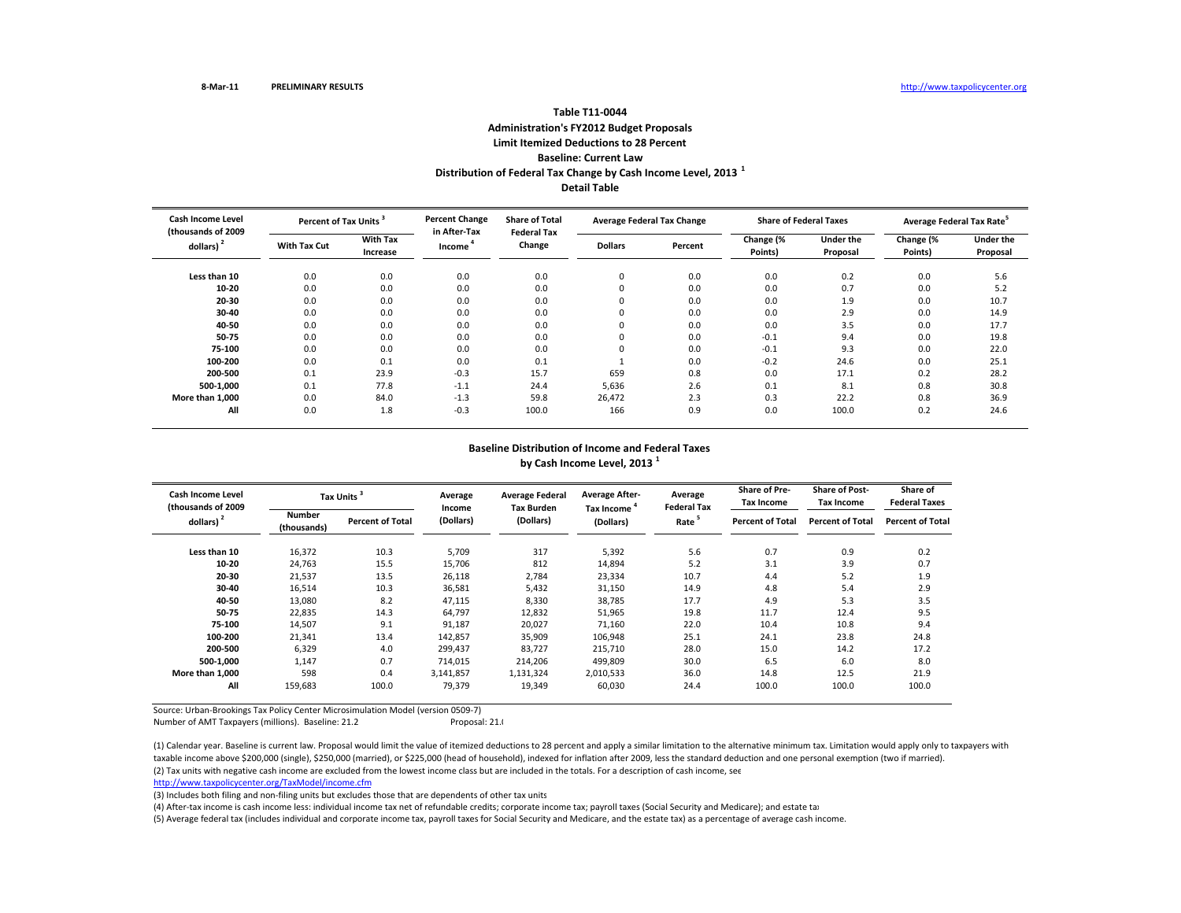8-Mar-11 PRELIMINARY RESULTS http://www.taxpolicycenter.org

## Table T11-0044
### Administration's FY2012 Budget Proposals
### Limit Itemized Deductions to 28 Percent
### Baseline: Current Law
### Distribution of Federal Tax Change by Cash Income Level, 2013 [1]
### Detail Table

| Cash Income Level (thousands of 2009 dollars) [2] | Percent of Tax Units [3] | | Percent Change in After-Tax Income [4] | Share of Total Federal Tax Change | Average Federal Tax Change | | Share of Federal Taxes | | Average Federal Tax Rate[5] | |
|---|---|---|---|---|---|---|---|---|---|---|
| | With Tax Cut | With Tax Increase | | | Dollars | Percent | Change (% Points) | Under the Proposal | Change (% Points) | Under the Proposal |
| Less than 10 | 0.0 | 0.0 | 0.0 | 0.0 | 0 | 0.0 | 0.0 | 0.2 | 0.0 | 5.6 |
| 10-20 | 0.0 | 0.0 | 0.0 | 0.0 | 0 | 0.0 | 0.0 | 0.7 | 0.0 | 5.2 |
| 20-30 | 0.0 | 0.0 | 0.0 | 0.0 | 0 | 0.0 | 0.0 | 1.9 | 0.0 | 10.7 |
| 30-40 | 0.0 | 0.0 | 0.0 | 0.0 | 0 | 0.0 | 0.0 | 2.9 | 0.0 | 14.9 |
| 40-50 | 0.0 | 0.0 | 0.0 | 0.0 | 0 | 0.0 | 0.0 | 3.5 | 0.0 | 17.7 |
| 50-75 | 0.0 | 0.0 | 0.0 | 0.0 | 0 | 0.0 | -0.1 | 9.4 | 0.0 | 19.8 |
| 75-100 | 0.0 | 0.0 | 0.0 | 0.0 | 0 | 0.0 | -0.1 | 9.3 | 0.0 | 22.0 |
| 100-200 | 0.0 | 0.1 | 0.0 | 0.1 | 1 | 0.0 | -0.2 | 24.6 | 0.0 | 25.1 |
| 200-500 | 0.1 | 23.9 | -0.3 | 15.7 | 659 | 0.8 | 0.0 | 17.1 | 0.2 | 28.2 |
| 500-1,000 | 0.1 | 77.8 | -1.1 | 24.4 | 5,636 | 2.6 | 0.1 | 8.1 | 0.8 | 30.8 |
| More than 1,000 | 0.0 | 84.0 | -1.3 | 59.8 | 26,472 | 2.3 | 0.3 | 22.2 | 0.8 | 36.9 |
| All | 0.0 | 1.8 | -0.3 | 100.0 | 166 | 0.9 | 0.0 | 100.0 | 0.2 | 24.6 |

### Baseline Distribution of Income and Federal Taxes by Cash Income Level, 2013 [1]

| Cash Income Level (thousands of 2009 dollars) [2] | Tax Units [3] | | Average Income (Dollars) | Average Federal Tax Burden (Dollars) | Average After-Tax Income [4] (Dollars) | Average Federal Tax Rate [5] | Share of Pre-Tax Income | Share of Post-Tax Income | Share of Federal Taxes |
|---|---|---|---|---|---|---|---|---|---|
| | Number (thousands) | Percent of Total | | | | | Percent of Total | Percent of Total | Percent of Total |
| Less than 10 | 16,372 | 10.3 | 5,709 | 317 | 5,392 | 5.6 | 0.7 | 0.9 | 0.2 |
| 10-20 | 24,763 | 15.5 | 15,706 | 812 | 14,894 | 5.2 | 3.1 | 3.9 | 0.7 |
| 20-30 | 21,537 | 13.5 | 26,118 | 2,784 | 23,334 | 10.7 | 4.4 | 5.2 | 1.9 |
| 30-40 | 16,514 | 10.3 | 36,581 | 5,432 | 31,150 | 14.9 | 4.8 | 5.4 | 2.9 |
| 40-50 | 13,080 | 8.2 | 47,115 | 8,330 | 38,785 | 17.7 | 4.9 | 5.3 | 3.5 |
| 50-75 | 22,835 | 14.3 | 64,797 | 12,832 | 51,965 | 19.8 | 11.7 | 12.4 | 9.5 |
| 75-100 | 14,507 | 9.1 | 91,187 | 20,027 | 71,160 | 22.0 | 10.4 | 10.8 | 9.4 |
| 100-200 | 21,341 | 13.4 | 142,857 | 35,909 | 106,948 | 25.1 | 24.1 | 23.8 | 24.8 |
| 200-500 | 6,329 | 4.0 | 299,437 | 83,727 | 215,710 | 28.0 | 15.0 | 14.2 | 17.2 |
| 500-1,000 | 1,147 | 0.7 | 714,015 | 214,206 | 499,809 | 30.0 | 6.5 | 6.0 | 8.0 |
| More than 1,000 | 598 | 0.4 | 3,141,857 | 1,131,324 | 2,010,533 | 36.0 | 14.8 | 12.5 | 21.9 |
| All | 159,683 | 100.0 | 79,379 | 19,349 | 60,030 | 24.4 | 100.0 | 100.0 | 100.0 |

Source: Urban-Brookings Tax Policy Center Microsimulation Model (version 0509-7)

Number of AMT Taxpayers (millions). Baseline: 21.2 Proposal: 21.(

(1) Calendar year. Baseline is current law. Proposal would limit the value of itemized deductions to 28 percent and apply a similar limitation to the alternative minimum tax. Limitation would apply only to taxpayers with taxable income above $200,000 (single), $250,000 (married), or $225,000 (head of household), indexed for inflation after 2009, less the standard deduction and one personal exemption (two if married).

(2) Tax units with negative cash income are excluded from the lowest income class but are included in the totals. For a description of cash income, see http://www.taxpolicycenter.org/TaxModel/income.cfm

(3) Includes both filing and non-filing units but excludes those that are dependents of other tax units

(4) After-tax income is cash income less: individual income tax net of refundable credits; corporate income tax; payroll taxes (Social Security and Medicare); and estate tax

(5) Average federal tax (includes individual and corporate income tax, payroll taxes for Social Security and Medicare, and the estate tax) as a percentage of average cash income.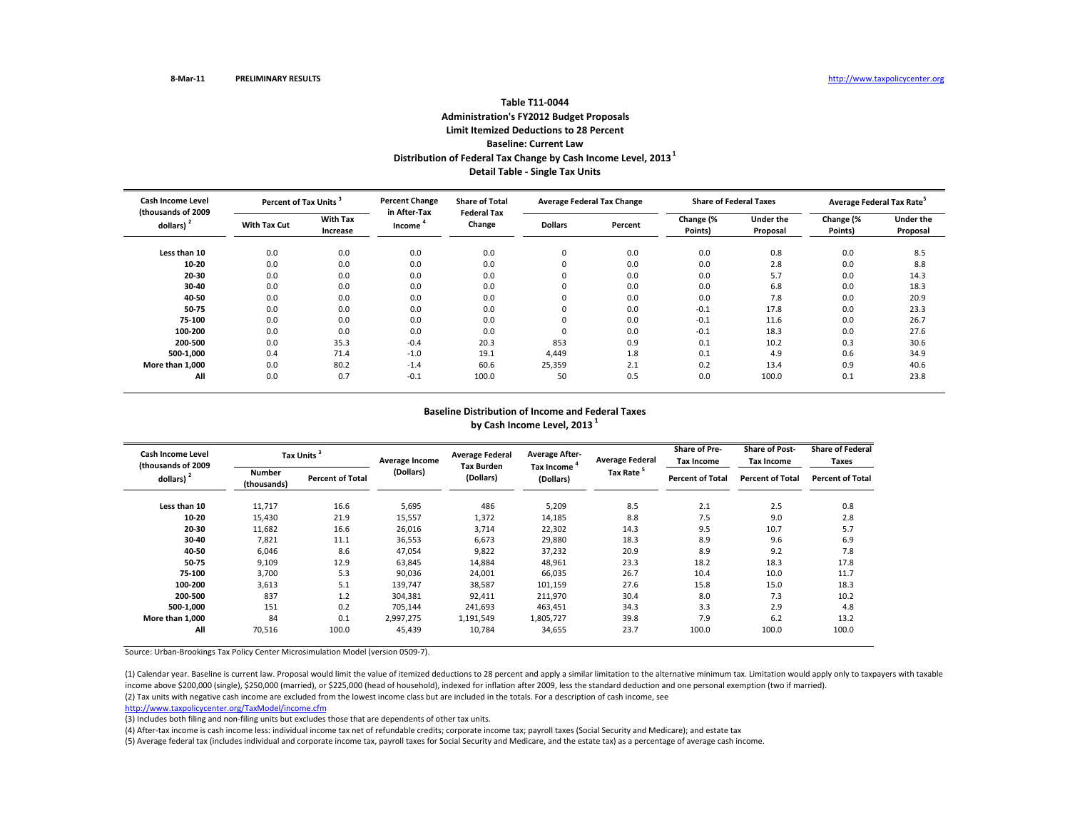**8-Mar-11 PRELIMINARY RESULTS** http://www.taxpolicycenter.org

# Table T11-0044
## Administration's FY2012 Budget Proposals
## Limit Itemized Deductions to 28 Percent
## Baseline: Current Law
## Distribution of Federal Tax Change by Cash Income Level, 2013 [1]
## Detail Table - Single Tax Units

| Cash Income Level (thousands of 2009 dollars) [2] | Percent of Tax Units [3] | | Percent Change in After-Tax Income [4] | Share of Total Federal Tax Change | Average Federal Tax Change | | Share of Federal Taxes | | Average Federal Tax Rate [5] | |
|---|---|---|---|---|---|---|---|---|---|---|
| | With Tax Cut | With Tax Increase | | | Dollars | Percent | Change (% Points) | Under the Proposal | Change (% Points) | Under the Proposal |
| Less than 10 | 0.0 | 0.0 | 0.0 | 0.0 | 0 | 0.0 | 0.0 | 0.8 | 0.0 | 8.5 |
| 10-20 | 0.0 | 0.0 | 0.0 | 0.0 | 0 | 0.0 | 0.0 | 2.8 | 0.0 | 8.8 |
| 20-30 | 0.0 | 0.0 | 0.0 | 0.0 | 0 | 0.0 | 0.0 | 5.7 | 0.0 | 14.3 |
| 30-40 | 0.0 | 0.0 | 0.0 | 0.0 | 0 | 0.0 | 0.0 | 6.8 | 0.0 | 18.3 |
| 40-50 | 0.0 | 0.0 | 0.0 | 0.0 | 0 | 0.0 | 0.0 | 7.8 | 0.0 | 20.9 |
| 50-75 | 0.0 | 0.0 | 0.0 | 0.0 | 0 | 0.0 | -0.1 | 17.8 | 0.0 | 23.3 |
| 75-100 | 0.0 | 0.0 | 0.0 | 0.0 | 0 | 0.0 | -0.1 | 11.6 | 0.0 | 26.7 |
| 100-200 | 0.0 | 0.0 | 0.0 | 0.0 | 0 | 0.0 | -0.1 | 18.3 | 0.0 | 27.6 |
| 200-500 | 0.0 | 35.3 | -0.4 | 20.3 | 853 | 0.9 | 0.1 | 10.2 | 0.3 | 30.6 |
| 500-1,000 | 0.4 | 71.4 | -1.0 | 19.1 | 4,449 | 1.8 | 0.1 | 4.9 | 0.6 | 34.9 |
| More than 1,000 | 0.0 | 80.2 | -1.4 | 60.6 | 25,359 | 2.1 | 0.2 | 13.4 | 0.9 | 40.6 |
| All | 0.0 | 0.7 | -0.1 | 100.0 | 50 | 0.5 | 0.0 | 100.0 | 0.1 | 23.8 |

## Baseline Distribution of Income and Federal Taxes by Cash Income Level, 2013 [1]

| Cash Income Level (thousands of 2009 dollars) [2] | Tax Units [3] | | Average Income (Dollars) | Average Federal Tax Burden (Dollars) | Average After-Tax Income [4] (Dollars) | Average Federal Tax Rate [5] | Share of Pre-Tax Income | Share of Post-Tax Income | Share of Federal Taxes |
|---|---|---|---|---|---|---|---|---|---|
| | Number (thousands) | Percent of Total | | | | | Percent of Total | Percent of Total | Percent of Total |
| Less than 10 | 11,717 | 16.6 | 5,695 | 486 | 5,209 | 8.5 | 2.1 | 2.5 | 0.8 |
| 10-20 | 15,430 | 21.9 | 15,557 | 1,372 | 14,185 | 8.8 | 7.5 | 9.0 | 2.8 |
| 20-30 | 11,682 | 16.6 | 26,016 | 3,714 | 22,302 | 14.3 | 9.5 | 10.7 | 5.7 |
| 30-40 | 7,821 | 11.1 | 36,553 | 6,673 | 29,880 | 18.3 | 8.9 | 9.6 | 6.9 |
| 40-50 | 6,046 | 8.6 | 47,054 | 9,822 | 37,232 | 20.9 | 8.9 | 9.2 | 7.8 |
| 50-75 | 9,109 | 12.9 | 63,845 | 14,884 | 48,961 | 23.3 | 18.2 | 18.3 | 17.8 |
| 75-100 | 3,700 | 5.3 | 90,036 | 24,001 | 66,035 | 26.7 | 10.4 | 10.0 | 11.7 |
| 100-200 | 3,613 | 5.1 | 139,747 | 38,587 | 101,159 | 27.6 | 15.8 | 15.0 | 18.3 |
| 200-500 | 837 | 1.2 | 304,381 | 92,411 | 211,970 | 30.4 | 8.0 | 7.3 | 10.2 |
| 500-1,000 | 151 | 0.2 | 705,144 | 241,693 | 463,451 | 34.3 | 3.3 | 2.9 | 4.8 |
| More than 1,000 | 84 | 0.1 | 2,997,275 | 1,191,549 | 1,805,727 | 39.8 | 7.9 | 6.2 | 13.2 |
| All | 70,516 | 100.0 | 45,439 | 10,784 | 34,655 | 23.7 | 100.0 | 100.0 | 100.0 |

Source: Urban-Brookings Tax Policy Center Microsimulation Model (version 0509-7).

(1) Calendar year. Baseline is current law. Proposal would limit the value of itemized deductions to 28 percent and apply a similar limitation to the alternative minimum tax. Limitation would apply only to taxpayers with taxable income above $200,000 (single), $250,000 (married), or $225,000 (head of household), indexed for inflation after 2009, less the standard deduction and one personal exemption (two if married).

(2) Tax units with negative cash income are excluded from the lowest income class but are included in the totals. For a description of cash income, see http://www.taxpolicycenter.org/TaxModel/income.cfm

(3) Includes both filing and non-filing units but excludes those that are dependents of other tax units.

(4) After-tax income is cash income less: individual income tax net of refundable credits; corporate income tax; payroll taxes (Social Security and Medicare); and estate tax

(5) Average federal tax (includes individual and corporate income tax, payroll taxes for Social Security and Medicare, and the estate tax) as a percentage of average cash income.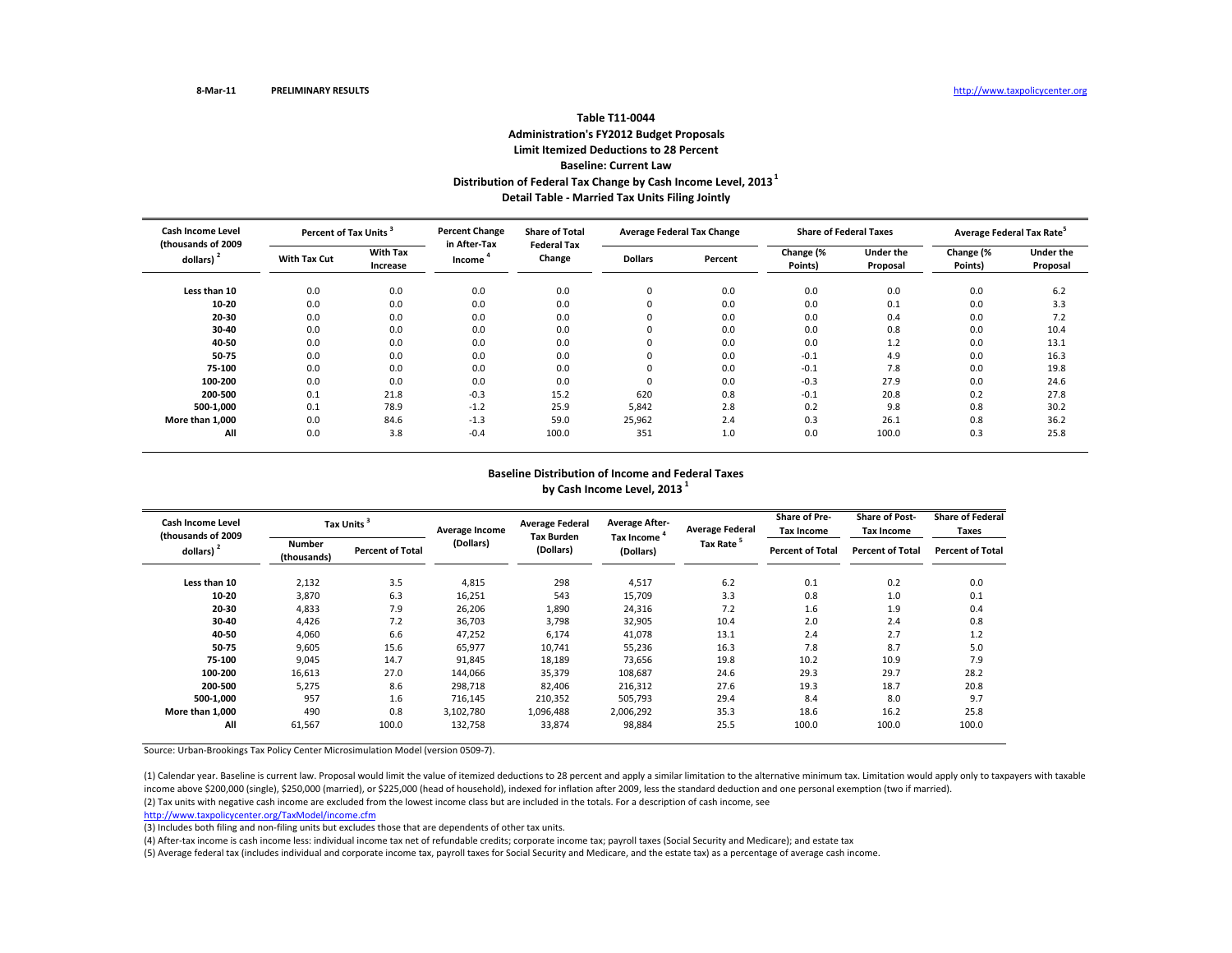8-Mar-11 PRELIMINARY RESULTS http://www.taxpolicycenter.org

## Table T11-0044
## Administration's FY2012 Budget Proposals
## Limit Itemized Deductions to 28 Percent
## Baseline: Current Law
## Distribution of Federal Tax Change by Cash Income Level, 2013 [1]
## Detail Table - Married Tax Units Filing Jointly

| Cash Income Level (thousands of 2009 dollars) [2] | Percent of Tax Units [3] | | Percent Change in After-Tax Income [4] | Share of Total Federal Tax Change | Average Federal Tax Change | | Share of Federal Taxes | | Average Federal Tax Rate [5] | |
|---|---|---|---|---|---|---|---|---|---|---|
| | With Tax Cut | With Tax Increase | | | Dollars | Percent | Change (% Points) | Under the Proposal | Change (% Points) | Under the Proposal |
| Less than 10 | 0.0 | 0.0 | 0.0 | 0.0 | 0 | 0.0 | 0.0 | 0.0 | 0.0 | 6.2 |
| 10-20 | 0.0 | 0.0 | 0.0 | 0.0 | 0 | 0.0 | 0.0 | 0.1 | 0.0 | 3.3 |
| 20-30 | 0.0 | 0.0 | 0.0 | 0.0 | 0 | 0.0 | 0.0 | 0.4 | 0.0 | 7.2 |
| 30-40 | 0.0 | 0.0 | 0.0 | 0.0 | 0 | 0.0 | 0.0 | 0.8 | 0.0 | 10.4 |
| 40-50 | 0.0 | 0.0 | 0.0 | 0.0 | 0 | 0.0 | 0.0 | 1.2 | 0.0 | 13.1 |
| 50-75 | 0.0 | 0.0 | 0.0 | 0.0 | 0 | 0.0 | -0.1 | 4.9 | 0.0 | 16.3 |
| 75-100 | 0.0 | 0.0 | 0.0 | 0.0 | 0 | 0.0 | -0.1 | 7.8 | 0.0 | 19.8 |
| 100-200 | 0.0 | 0.0 | 0.0 | 0.0 | 0 | 0.0 | -0.3 | 27.9 | 0.0 | 24.6 |
| 200-500 | 0.1 | 21.8 | -0.3 | 15.2 | 620 | 0.8 | -0.1 | 20.8 | 0.2 | 27.8 |
| 500-1,000 | 0.1 | 78.9 | -1.2 | 25.9 | 5,842 | 2.8 | 0.2 | 9.8 | 0.8 | 30.2 |
| More than 1,000 | 0.0 | 84.6 | -1.3 | 59.0 | 25,962 | 2.4 | 0.3 | 26.1 | 0.8 | 36.2 |
| All | 0.0 | 3.8 | -0.4 | 100.0 | 351 | 1.0 | 0.0 | 100.0 | 0.3 | 25.8 |

## Baseline Distribution of Income and Federal Taxes by Cash Income Level, 2013 [1]

| Cash Income Level (thousands of 2009 dollars) [2] | Tax Units [3] | | Average Income (Dollars) | Average Federal Tax Burden (Dollars) | Average After-Tax Income [4] (Dollars) | Average Federal Tax Rate [5] | Share of Pre-Tax Income | Share of Post-Tax Income | Share of Federal Taxes |
|---|---|---|---|---|---|---|---|---|---|
| | Number (thousands) | Percent of Total | | | | | Percent of Total | Percent of Total | Percent of Total |
| Less than 10 | 2,132 | 3.5 | 4,815 | 298 | 4,517 | 6.2 | 0.1 | 0.2 | 0.0 |
| 10-20 | 3,870 | 6.3 | 16,251 | 543 | 15,709 | 3.3 | 0.8 | 1.0 | 0.1 |
| 20-30 | 4,833 | 7.9 | 26,206 | 1,890 | 24,316 | 7.2 | 1.6 | 1.9 | 0.4 |
| 30-40 | 4,426 | 7.2 | 36,703 | 3,798 | 32,905 | 10.4 | 2.0 | 2.4 | 0.8 |
| 40-50 | 4,060 | 6.6 | 47,252 | 6,174 | 41,078 | 13.1 | 2.4 | 2.7 | 1.2 |
| 50-75 | 9,605 | 15.6 | 65,977 | 10,741 | 55,236 | 16.3 | 7.8 | 8.7 | 5.0 |
| 75-100 | 9,045 | 14.7 | 91,845 | 18,189 | 73,656 | 19.8 | 10.2 | 10.9 | 7.9 |
| 100-200 | 16,613 | 27.0 | 144,066 | 35,379 | 108,687 | 24.6 | 29.3 | 29.7 | 28.2 |
| 200-500 | 5,275 | 8.6 | 298,718 | 82,406 | 216,312 | 27.6 | 19.3 | 18.7 | 20.8 |
| 500-1,000 | 957 | 1.6 | 716,145 | 210,352 | 505,793 | 29.4 | 8.4 | 8.0 | 9.7 |
| More than 1,000 | 490 | 0.8 | 3,102,780 | 1,096,488 | 2,006,292 | 35.3 | 18.6 | 16.2 | 25.8 |
| All | 61,567 | 100.0 | 132,758 | 33,874 | 98,884 | 25.5 | 100.0 | 100.0 | 100.0 |

Source: Urban-Brookings Tax Policy Center Microsimulation Model (version 0509-7).

(1) Calendar year. Baseline is current law. Proposal would limit the value of itemized deductions to 28 percent and apply a similar limitation to the alternative minimum tax. Limitation would apply only to taxpayers with taxable income above $200,000 (single), $250,000 (married), or $225,000 (head of household), indexed for inflation after 2009, less the standard deduction and one personal exemption (two if married).

(2) Tax units with negative cash income are excluded from the lowest income class but are included in the totals. For a description of cash income, see http://www.taxpolicycenter.org/TaxModel/income.cfm

(3) Includes both filing and non-filing units but excludes those that are dependents of other tax units.

(4) After-tax income is cash income less: individual income tax net of refundable credits; corporate income tax; payroll taxes (Social Security and Medicare); and estate tax

(5) Average federal tax (includes individual and corporate income tax, payroll taxes for Social Security and Medicare, and the estate tax) as a percentage of average cash income.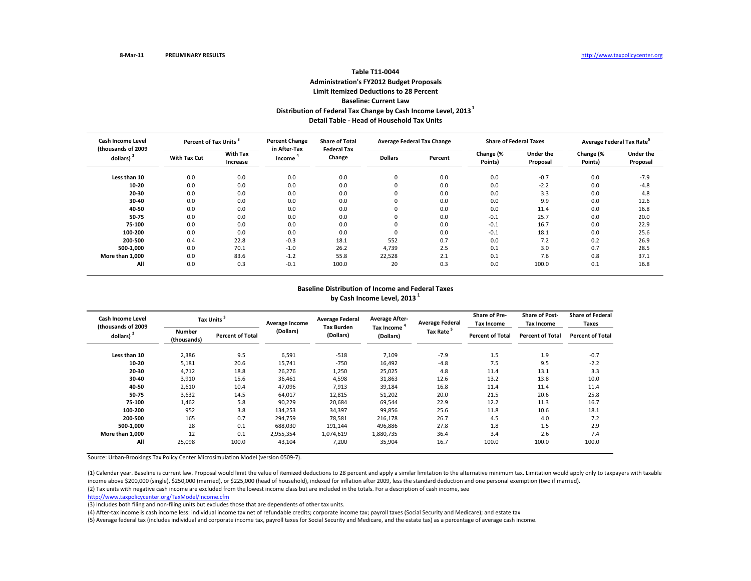8-Mar-11 PRELIMINARY RESULTS http://www.taxpolicycenter.org

# Table T11-0044
## Administration's FY2012 Budget Proposals
## Limit Itemized Deductions to 28 Percent
## Baseline: Current Law
## Distribution of Federal Tax Change by Cash Income Level, 2013 [1]
## Detail Table - Head of Household Tax Units

| Cash Income Level (thousands of 2009 dollars) [2] | Percent of Tax Units [3] | | Percent Change in After-Tax Income [4] | Share of Total Federal Tax Change | Average Federal Tax Change | | Share of Federal Taxes | | Average Federal Tax Rate [5] | |
|---|---|---|---|---|---|---|---|---|---|---|
| | With Tax Cut | With Tax Increase | | | Dollars | Percent | Change (% Points) | Under the Proposal | Change (% Points) | Under the Proposal |
| Less than 10 | 0.0 | 0.0 | 0.0 | 0.0 | 0 | 0.0 | 0.0 | -0.7 | 0.0 | -7.9 |
| 10-20 | 0.0 | 0.0 | 0.0 | 0.0 | 0 | 0.0 | 0.0 | -2.2 | 0.0 | -4.8 |
| 20-30 | 0.0 | 0.0 | 0.0 | 0.0 | 0 | 0.0 | 0.0 | 3.3 | 0.0 | 4.8 |
| 30-40 | 0.0 | 0.0 | 0.0 | 0.0 | 0 | 0.0 | 0.0 | 9.9 | 0.0 | 12.6 |
| 40-50 | 0.0 | 0.0 | 0.0 | 0.0 | 0 | 0.0 | 0.0 | 11.4 | 0.0 | 16.8 |
| 50-75 | 0.0 | 0.0 | 0.0 | 0.0 | 0 | 0.0 | -0.1 | 25.7 | 0.0 | 20.0 |
| 75-100 | 0.0 | 0.0 | 0.0 | 0.0 | 0 | 0.0 | -0.1 | 16.7 | 0.0 | 22.9 |
| 100-200 | 0.0 | 0.0 | 0.0 | 0.0 | 0 | 0.0 | -0.1 | 18.1 | 0.0 | 25.6 |
| 200-500 | 0.4 | 22.8 | -0.3 | 18.1 | 552 | 0.7 | 0.0 | 7.2 | 0.2 | 26.9 |
| 500-1,000 | 0.0 | 70.1 | -1.0 | 26.2 | 4,739 | 2.5 | 0.1 | 3.0 | 0.7 | 28.5 |
| More than 1,000 | 0.0 | 83.6 | -1.2 | 55.8 | 22,528 | 2.1 | 0.1 | 7.6 | 0.8 | 37.1 |
| All | 0.0 | 0.3 | -0.1 | 100.0 | 20 | 0.3 | 0.0 | 100.0 | 0.1 | 16.8 |

## Baseline Distribution of Income and Federal Taxes by Cash Income Level, 2013 [1]

| Cash Income Level (thousands of 2009 dollars) [2] | Tax Units [3] | | Average Income (Dollars) | Average Federal Tax Burden (Dollars) | Average After-Tax Income [4] (Dollars) | Average Federal Tax Rate [5] | Share of Pre-Tax Income | Share of Post-Tax Income | Share of Federal Taxes |
|---|---|---|---|---|---|---|---|---|---|
| | Number (thousands) | Percent of Total | | | | | Percent of Total | Percent of Total | Percent of Total |
| Less than 10 | 2,386 | 9.5 | 6,591 | -518 | 7,109 | -7.9 | 1.5 | 1.9 | -0.7 |
| 10-20 | 5,181 | 20.6 | 15,741 | -750 | 16,492 | -4.8 | 7.5 | 9.5 | -2.2 |
| 20-30 | 4,712 | 18.8 | 26,276 | 1,250 | 25,025 | 4.8 | 11.4 | 13.1 | 3.3 |
| 30-40 | 3,910 | 15.6 | 36,461 | 4,598 | 31,863 | 12.6 | 13.2 | 13.8 | 10.0 |
| 40-50 | 2,610 | 10.4 | 47,096 | 7,913 | 39,184 | 16.8 | 11.4 | 11.4 | 11.4 |
| 50-75 | 3,632 | 14.5 | 64,017 | 12,815 | 51,202 | 20.0 | 21.5 | 20.6 | 25.8 |
| 75-100 | 1,462 | 5.8 | 90,229 | 20,684 | 69,544 | 22.9 | 12.2 | 11.3 | 16.7 |
| 100-200 | 952 | 3.8 | 134,253 | 34,397 | 99,856 | 25.6 | 11.8 | 10.6 | 18.1 |
| 200-500 | 165 | 0.7 | 294,759 | 78,581 | 216,178 | 26.7 | 4.5 | 4.0 | 7.2 |
| 500-1,000 | 28 | 0.1 | 688,030 | 191,144 | 496,886 | 27.8 | 1.8 | 1.5 | 2.9 |
| More than 1,000 | 12 | 0.1 | 2,955,354 | 1,074,619 | 1,880,735 | 36.4 | 3.4 | 2.6 | 7.4 |
| All | 25,098 | 100.0 | 43,104 | 7,200 | 35,904 | 16.7 | 100.0 | 100.0 | 100.0 |

Source: Urban-Brookings Tax Policy Center Microsimulation Model (version 0509-7).

(1) Calendar year. Baseline is current law. Proposal would limit the value of itemized deductions to 28 percent and apply a similar limitation to the alternative minimum tax. Limitation would apply only to taxpayers with taxable income above $200,000 (single), $250,000 (married), or $225,000 (head of household), indexed for inflation after 2009, less the standard deduction and one personal exemption (two if married).

(2) Tax units with negative cash income are excluded from the lowest income class but are included in the totals. For a description of cash income, see http://www.taxpolicycenter.org/TaxModel/income.cfm

(3) Includes both filing and non-filing units but excludes those that are dependents of other tax units.

(4) After-tax income is cash income less: individual income tax net of refundable credits; corporate income tax; payroll taxes (Social Security and Medicare); and estate tax

(5) Average federal tax (includes individual and corporate income tax, payroll taxes for Social Security and Medicare, and the estate tax) as a percentage of average cash income.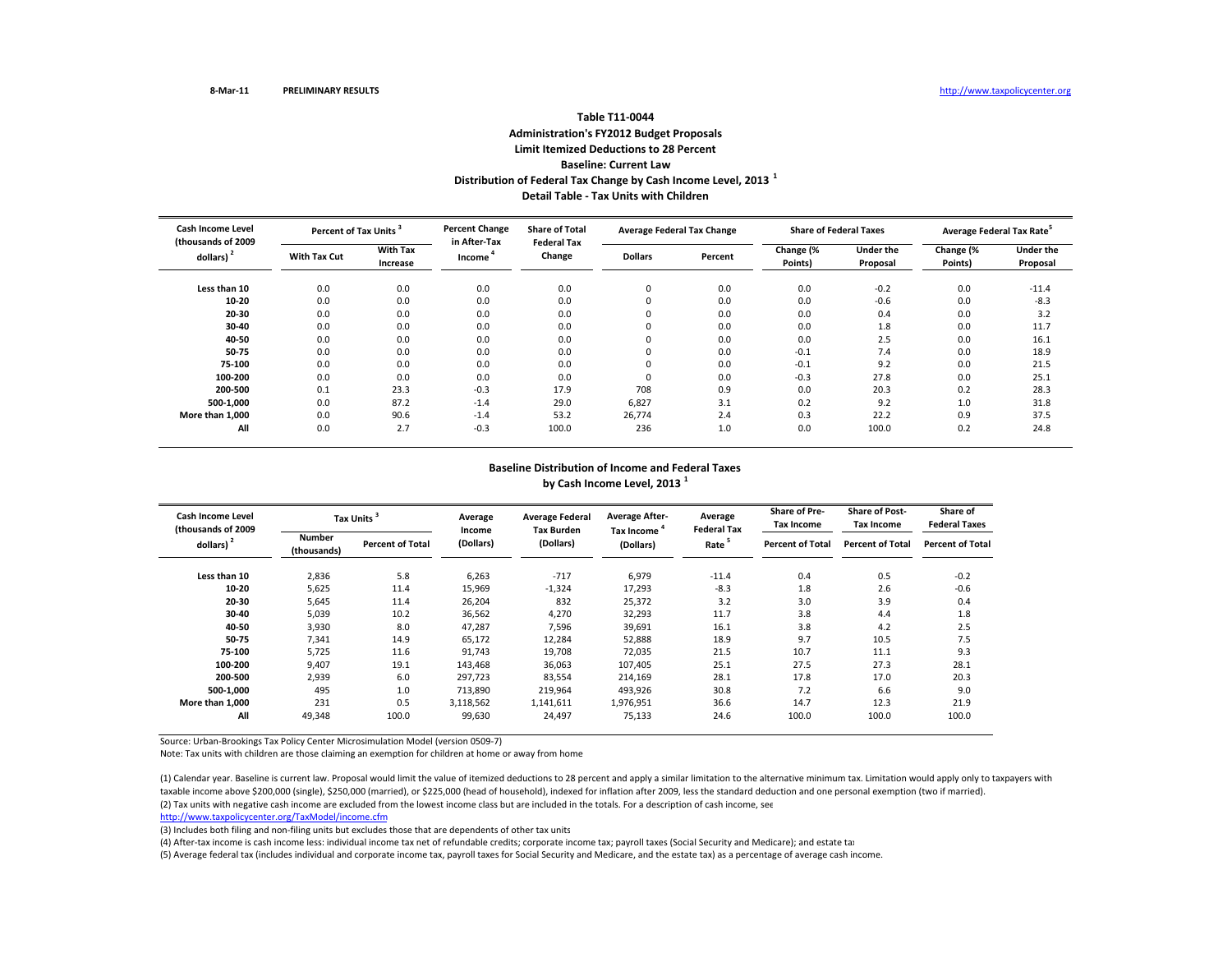8-Mar-11 PRELIMINARY RESULTS http://www.taxpolicycenter.org

## Table T11-0044
### Administration's FY2012 Budget Proposals
### Limit Itemized Deductions to 28 Percent
### Baseline: Current Law
### Distribution of Federal Tax Change by Cash Income Level, 2013 [1]
### Detail Table - Tax Units with Children

| Cash Income Level (thousands of 2009 dollars) [2] | Percent of Tax Units [3] | | Percent Change in After-Tax Income [4] | Share of Total Federal Tax Change | Average Federal Tax Change | | Share of Federal Taxes | | Average Federal Tax Rate [5] | |
|---|---|---|---|---|---|---|---|---|---|---|
| | With Tax Cut | With Tax Increase | | | Dollars | Percent | Change (% Points) | Under the Proposal | Change (% Points) | Under the Proposal |
| Less than 10 | 0.0 | 0.0 | 0.0 | 0.0 | 0 | 0.0 | 0.0 | -0.2 | 0.0 | -11.4 |
| 10-20 | 0.0 | 0.0 | 0.0 | 0.0 | 0 | 0.0 | 0.0 | -0.6 | 0.0 | -8.3 |
| 20-30 | 0.0 | 0.0 | 0.0 | 0.0 | 0 | 0.0 | 0.0 | 0.4 | 0.0 | 3.2 |
| 30-40 | 0.0 | 0.0 | 0.0 | 0.0 | 0 | 0.0 | 0.0 | 1.8 | 0.0 | 11.7 |
| 40-50 | 0.0 | 0.0 | 0.0 | 0.0 | 0 | 0.0 | 0.0 | 2.5 | 0.0 | 16.1 |
| 50-75 | 0.0 | 0.0 | 0.0 | 0.0 | 0 | 0.0 | -0.1 | 7.4 | 0.0 | 18.9 |
| 75-100 | 0.0 | 0.0 | 0.0 | 0.0 | 0 | 0.0 | -0.1 | 9.2 | 0.0 | 21.5 |
| 100-200 | 0.0 | 0.0 | 0.0 | 0.0 | 0 | 0.0 | -0.3 | 27.8 | 0.0 | 25.1 |
| 200-500 | 0.1 | 23.3 | -0.3 | 17.9 | 708 | 0.9 | 0.0 | 20.3 | 0.2 | 28.3 |
| 500-1,000 | 0.0 | 87.2 | -1.4 | 29.0 | 6,827 | 3.1 | 0.2 | 9.2 | 1.0 | 31.8 |
| More than 1,000 | 0.0 | 90.6 | -1.4 | 53.2 | 26,774 | 2.4 | 0.3 | 22.2 | 0.9 | 37.5 |
| All | 0.0 | 2.7 | -0.3 | 100.0 | 236 | 1.0 | 0.0 | 100.0 | 0.2 | 24.8 |

### Baseline Distribution of Income and Federal Taxes by Cash Income Level, 2013 [1]

| Cash Income Level (thousands of 2009 dollars) [2] | Tax Units [3] | | Average Income (Dollars) | Average Federal Tax Burden (Dollars) | Average After-Tax Income [4] (Dollars) | Average Federal Tax Rate [5] | Share of Pre-Tax Income | Share of Post-Tax Income | Share of Federal Taxes |
|---|---|---|---|---|---|---|---|---|---|
| | Number (thousands) | Percent of Total | | | | | Percent of Total | Percent of Total | Percent of Total |
| Less than 10 | 2,836 | 5.8 | 6,263 | -717 | 6,979 | -11.4 | 0.4 | 0.5 | -0.2 |
| 10-20 | 5,625 | 11.4 | 15,969 | -1,324 | 17,293 | -8.3 | 1.8 | 2.6 | -0.6 |
| 20-30 | 5,645 | 11.4 | 26,204 | 832 | 25,372 | 3.2 | 3.0 | 3.9 | 0.4 |
| 30-40 | 5,039 | 10.2 | 36,562 | 4,270 | 32,293 | 11.7 | 3.8 | 4.4 | 1.8 |
| 40-50 | 3,930 | 8.0 | 47,287 | 7,596 | 39,691 | 16.1 | 3.8 | 4.2 | 2.5 |
| 50-75 | 7,341 | 14.9 | 65,172 | 12,284 | 52,888 | 18.9 | 9.7 | 10.5 | 7.5 |
| 75-100 | 5,725 | 11.6 | 91,743 | 19,708 | 72,035 | 21.5 | 10.7 | 11.1 | 9.3 |
| 100-200 | 9,407 | 19.1 | 143,468 | 36,063 | 107,405 | 25.1 | 27.5 | 27.3 | 28.1 |
| 200-500 | 2,939 | 6.0 | 297,723 | 83,554 | 214,169 | 28.1 | 17.8 | 17.0 | 20.3 |
| 500-1,000 | 495 | 1.0 | 713,890 | 219,964 | 493,926 | 30.8 | 7.2 | 6.6 | 9.0 |
| More than 1,000 | 231 | 0.5 | 3,118,562 | 1,141,611 | 1,976,951 | 36.6 | 14.7 | 12.3 | 21.9 |
| All | 49,348 | 100.0 | 99,630 | 24,497 | 75,133 | 24.6 | 100.0 | 100.0 | 100.0 |

Source: Urban-Brookings Tax Policy Center Microsimulation Model (version 0509-7)

Note: Tax units with children are those claiming an exemption for children at home or away from home

(1) Calendar year. Baseline is current law. Proposal would limit the value of itemized deductions to 28 percent and apply a similar limitation to the alternative minimum tax. Limitation would apply only to taxpayers with taxable income above $200,000 (single), $250,000 (married), or $225,000 (head of household), indexed for inflation after 2009, less the standard deduction and one personal exemption (two if married).

(2) Tax units with negative cash income are excluded from the lowest income class but are included in the totals. For a description of cash income, see http://www.taxpolicycenter.org/TaxModel/income.cfm

(3) Includes both filing and non-filing units but excludes those that are dependents of other tax units

(4) After-tax income is cash income less: individual income tax net of refundable credits; corporate income tax; payroll taxes (Social Security and Medicare); and estate tax

(5) Average federal tax (includes individual and corporate income tax, payroll taxes for Social Security and Medicare, and the estate tax) as a percentage of average cash income.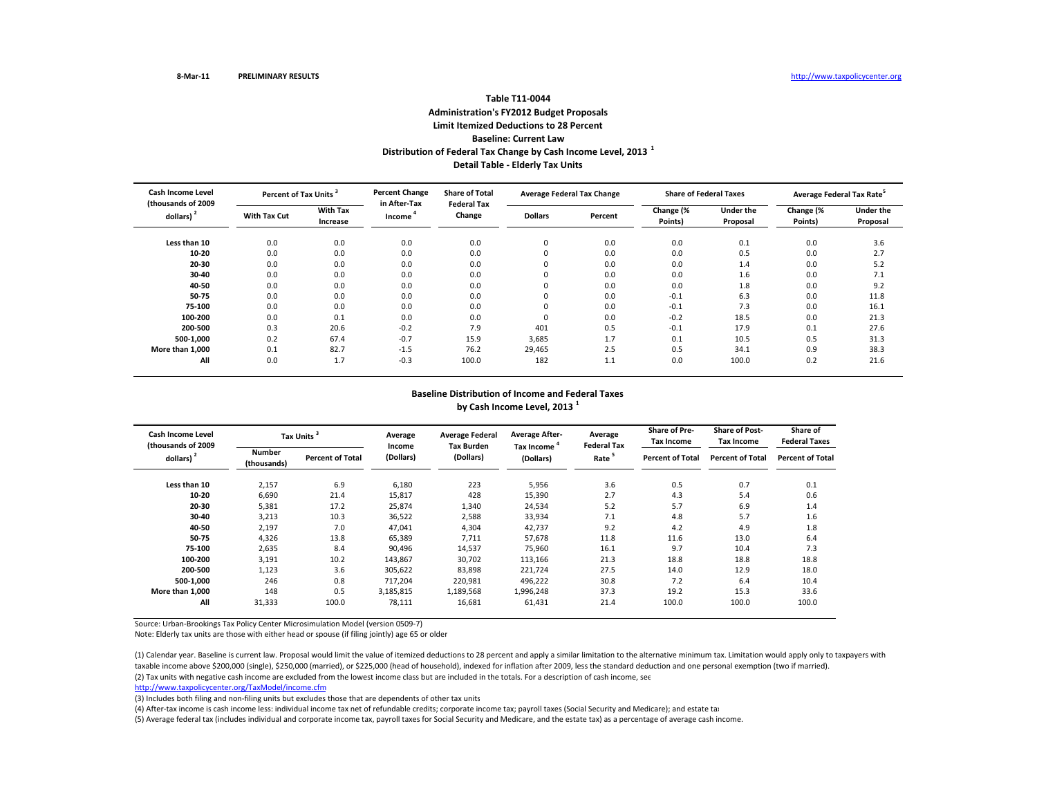8-Mar-11 PRELIMINARY RESULTS http://www.taxpolicycenter.org

**Table T11-0044**
**Administration's FY2012 Budget Proposals**
**Limit Itemized Deductions to 28 Percent**
**Baseline: Current Law**
**Distribution of Federal Tax Change by Cash Income Level, 2013 [1]**
**Detail Table - Elderly Tax Units**

| Cash Income Level (thousands of 2009 dollars) [2] | Percent of Tax Units [3] | | Percent Change in After-Tax Income [4] | Share of Total Federal Tax Change | Average Federal Tax Change | | Share of Federal Taxes | | Average Federal Tax Rate[5] | |
|---|---|---|---|---|---|---|---|---|---|---|
| | With Tax Cut | With Tax Increase | | | Dollars | Percent | Change (% Points) | Under the Proposal | Change (% Points) | Under the Proposal |
| Less than 10 | 0.0 | 0.0 | 0.0 | 0.0 | 0 | 0.0 | 0.0 | 0.1 | 0.0 | 3.6 |
| 10-20 | 0.0 | 0.0 | 0.0 | 0.0 | 0 | 0.0 | 0.0 | 0.5 | 0.0 | 2.7 |
| 20-30 | 0.0 | 0.0 | 0.0 | 0.0 | 0 | 0.0 | 0.0 | 1.4 | 0.0 | 5.2 |
| 30-40 | 0.0 | 0.0 | 0.0 | 0.0 | 0 | 0.0 | 0.0 | 1.6 | 0.0 | 7.1 |
| 40-50 | 0.0 | 0.0 | 0.0 | 0.0 | 0 | 0.0 | 0.0 | 1.8 | 0.0 | 9.2 |
| 50-75 | 0.0 | 0.0 | 0.0 | 0.0 | 0 | 0.0 | -0.1 | 6.3 | 0.0 | 11.8 |
| 75-100 | 0.0 | 0.0 | 0.0 | 0.0 | 0 | 0.0 | -0.1 | 7.3 | 0.0 | 16.1 |
| 100-200 | 0.0 | 0.1 | 0.0 | 0.0 | 0 | 0.0 | -0.2 | 18.5 | 0.0 | 21.3 |
| 200-500 | 0.3 | 20.6 | -0.2 | 7.9 | 401 | 0.5 | -0.1 | 17.9 | 0.1 | 27.6 |
| 500-1,000 | 0.2 | 67.4 | -0.7 | 15.9 | 3,685 | 1.7 | 0.1 | 10.5 | 0.5 | 31.3 |
| More than 1,000 | 0.1 | 82.7 | -1.5 | 76.2 | 29,465 | 2.5 | 0.5 | 34.1 | 0.9 | 38.3 |
| All | 0.0 | 1.7 | -0.3 | 100.0 | 182 | 1.1 | 0.0 | 100.0 | 0.2 | 21.6 |

**Baseline Distribution of Income and Federal Taxes**
**by Cash Income Level, 2013 [1]**

| Cash Income Level (thousands of 2009 dollars) [2] | Tax Units [3] | | Average Income (Dollars) | Average Federal Tax Burden (Dollars) | Average After-Tax Income [4] (Dollars) | Average Federal Tax Rate [5] | Share of Pre-Tax Income | Share of Post-Tax Income | Share of Federal Taxes |
|---|---|---|---|---|---|---|---|---|---|
| | Number (thousands) | Percent of Total | | | | | Percent of Total | Percent of Total | Percent of Total |
| Less than 10 | 2,157 | 6.9 | 6,180 | 223 | 5,956 | 3.6 | 0.5 | 0.7 | 0.1 |
| 10-20 | 6,690 | 21.4 | 15,817 | 428 | 15,390 | 2.7 | 4.3 | 5.4 | 0.6 |
| 20-30 | 5,381 | 17.2 | 25,874 | 1,340 | 24,534 | 5.2 | 5.7 | 6.9 | 1.4 |
| 30-40 | 3,213 | 10.3 | 36,522 | 2,588 | 33,934 | 7.1 | 4.8 | 5.7 | 1.6 |
| 40-50 | 2,197 | 7.0 | 47,041 | 4,304 | 42,737 | 9.2 | 4.2 | 4.9 | 1.8 |
| 50-75 | 4,326 | 13.8 | 65,389 | 7,711 | 57,678 | 11.8 | 11.6 | 13.0 | 6.4 |
| 75-100 | 2,635 | 8.4 | 90,496 | 14,537 | 75,960 | 16.1 | 9.7 | 10.4 | 7.3 |
| 100-200 | 3,191 | 10.2 | 143,867 | 30,702 | 113,166 | 21.3 | 18.8 | 18.8 | 18.8 |
| 200-500 | 1,123 | 3.6 | 305,622 | 83,898 | 221,724 | 27.5 | 14.0 | 12.9 | 18.0 |
| 500-1,000 | 246 | 0.8 | 717,204 | 220,981 | 496,222 | 30.8 | 7.2 | 6.4 | 10.4 |
| More than 1,000 | 148 | 0.5 | 3,185,815 | 1,189,568 | 1,996,248 | 37.3 | 19.2 | 15.3 | 33.6 |
| All | 31,333 | 100.0 | 78,111 | 16,681 | 61,431 | 21.4 | 100.0 | 100.0 | 100.0 |

Source: Urban-Brookings Tax Policy Center Microsimulation Model (version 0509-7)

Note: Elderly tax units are those with either head or spouse (if filing jointly) age 65 or older

(1) Calendar year. Baseline is current law. Proposal would limit the value of itemized deductions to 28 percent and apply a similar limitation to the alternative minimum tax. Limitation would apply only to taxpayers with taxable income above $200,000 (single), $250,000 (married), or $225,000 (head of household), indexed for inflation after 2009, less the standard deduction and one personal exemption (two if married).

(2) Tax units with negative cash income are excluded from the lowest income class but are included in the totals. For a description of cash income, see http://www.taxpolicycenter.org/TaxModel/income.cfm

(3) Includes both filing and non-filing units but excludes those that are dependents of other tax units

(4) After-tax income is cash income less: individual income tax net of refundable credits; corporate income tax; payroll taxes (Social Security and Medicare); and estate tax

(5) Average federal tax (includes individual and corporate income tax, payroll taxes for Social Security and Medicare, and the estate tax) as a percentage of average cash income.